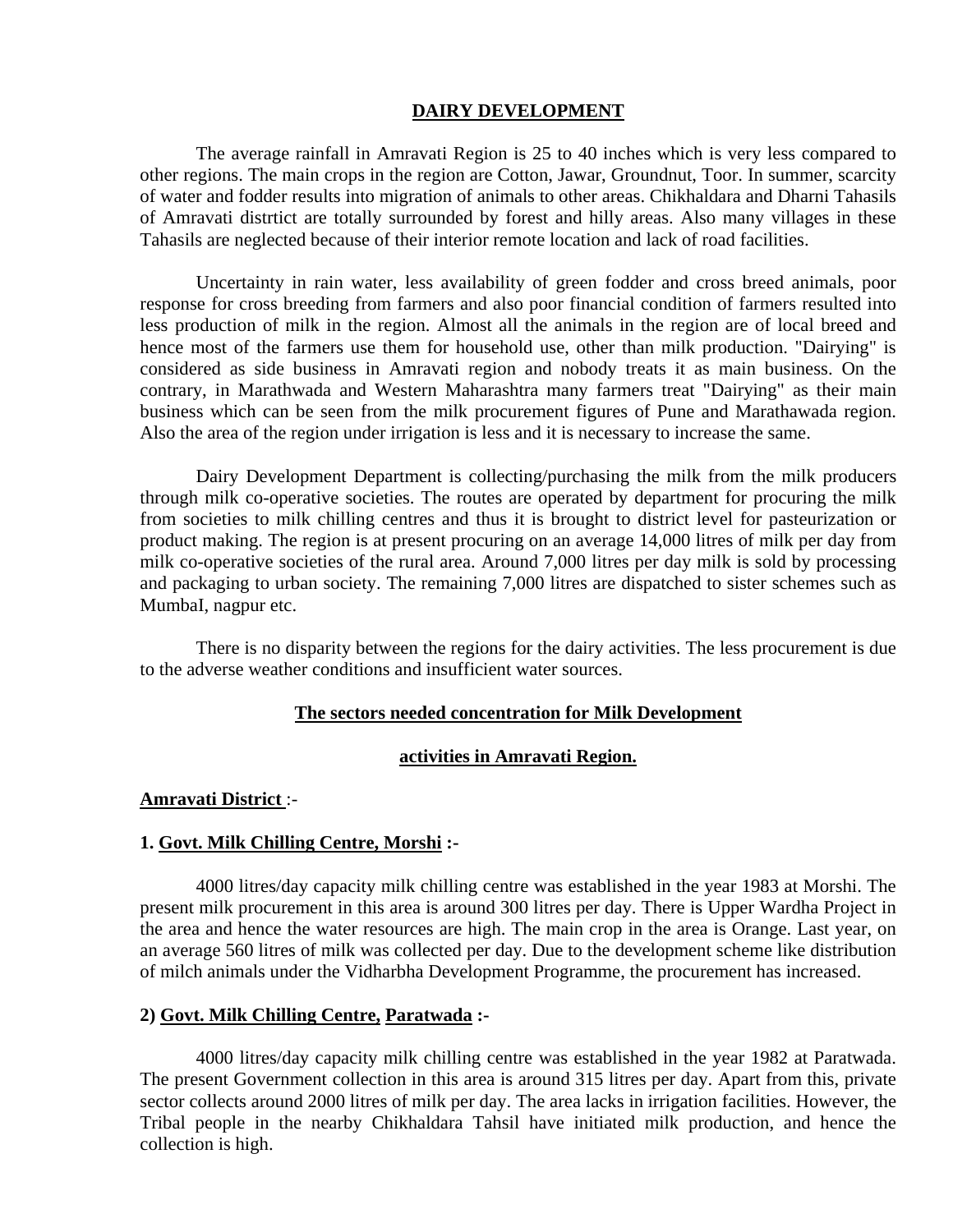# DAIRY DEVELOPMENT

The average rainfall in Amravati Region is 25 to 40 inches which is very less compared to other regions. The main crops in the region are Cotton, Jawar, Groundnut, Toor. In summer, scarcity of water and fodder results into migration of animals to other areas. Chikhaldara and Dharni Tahasils of Amravati distrtict are totally surrounded by forest and hilly areas. Also many villages in these Tahasils are neglected because of their interior remote location and lack of road facilities.

Uncertainty in rain water, less availability of green fodder and cross breed animals, poor response for cross breeding from farmers and also poor financial condition of farmers resulted into less production of milk in the region. Almost all the animals in the region are of local breed and hence most of the farmers use them for household use, other than milk production. "Dairying" is considered as side business in Amravati region and nobody treats it as main business. On the contrary, in Marathwada and Western Maharashtra many farmers treat "Dairying" as their main business which can be seen from the milk procurement figures of Pune and Marathawada region. Also the area of the region under irrigation is less and it is necessary to increase the same.

Dairy Development Department is collecting/purchasing the milk from the milk producers through milk co-operative societies. The routes are operated by department for procuring the milk from societies to milk chilling centres and thus it is brought to district level for pasteurization or product making. The region is at present procuring on an average 14,000 litres of milk per day from milk co-operative societies of the rural area. Around 7,000 litres per day milk is sold by processing and packaging to urban society. The remaining 7,000 litres are dispatched to sister schemes such as MumbaI, nagpur etc.

There is no disparity between the regions for the dairy activities. The less procurement is due to the adverse weather conditions and insufficient water sources.

## The sectors needed concentration for Milk Development activities in Amravati Region.

**Amravati District** :-

**1. Govt. Milk Chilling Centre, Morshi :-**

4000 litres/day capacity milk chilling centre was established in the year 1983 at Morshi. The present milk procurement in this area is around 300 litres per day. There is Upper Wardha Project in the area and hence the water resources are high. The main crop in the area is Orange. Last year, on an average 560 litres of milk was collected per day. Due to the development scheme like distribution of milch animals under the Vidharbha Development Programme, the procurement has increased.

**2) Govt. Milk Chilling Centre, Paratwada :-**

4000 litres/day capacity milk chilling centre was established in the year 1982 at Paratwada. The present Government collection in this area is around 315 litres per day. Apart from this, private sector collects around 2000 litres of milk per day. The area lacks in irrigation facilities. However, the Tribal people in the nearby Chikhaldara Tahsil have initiated milk production, and hence the collection is high.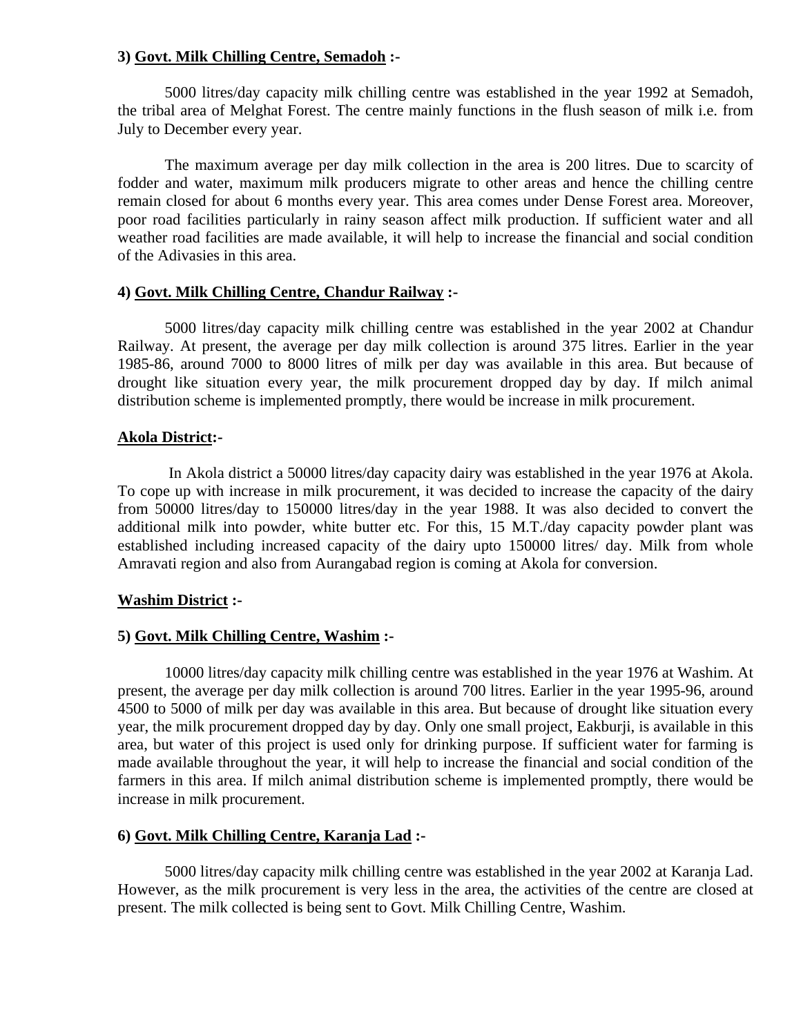### 3) Govt. Milk Chilling Centre, Semadoh :-

5000 litres/day capacity milk chilling centre was established in the year 1992 at Semadoh, the tribal area of Melghat Forest. The centre mainly functions in the flush season of milk i.e. from July to December every year.

The maximum average per day milk collection in the area is 200 litres. Due to scarcity of fodder and water, maximum milk producers migrate to other areas and hence the chilling centre remain closed for about 6 months every year. This area comes under Dense Forest area. Moreover, poor road facilities particularly in rainy season affect milk production. If sufficient water and all weather road facilities are made available, it will help to increase the financial and social condition of the Adivasies in this area.

### 4) Govt. Milk Chilling Centre, Chandur Railway :-

5000 litres/day capacity milk chilling centre was established in the year 2002 at Chandur Railway. At present, the average per day milk collection is around 375 litres. Earlier in the year 1985-86, around 7000 to 8000 litres of milk per day was available in this area. But because of drought like situation every year, the milk procurement dropped day by day. If milch animal distribution scheme is implemented promptly, there would be increase in milk procurement.

## Akola District:-

In Akola district a 50000 litres/day capacity dairy was established in the year 1976 at Akola. To cope up with increase in milk procurement, it was decided to increase the capacity of the dairy from 50000 litres/day to 150000 litres/day in the year 1988. It was also decided to convert the additional milk into powder, white butter etc. For this, 15 M.T./day capacity powder plant was established including increased capacity of the dairy upto 150000 litres/ day. Milk from whole Amravati region and also from Aurangabad region is coming at Akola for conversion.

## Washim District :-

### 5) Govt. Milk Chilling Centre, Washim :-

10000 litres/day capacity milk chilling centre was established in the year 1976 at Washim. At present, the average per day milk collection is around 700 litres. Earlier in the year 1995-96, around 4500 to 5000 of milk per day was available in this area. But because of drought like situation every year, the milk procurement dropped day by day. Only one small project, Eakburji, is available in this area, but water of this project is used only for drinking purpose. If sufficient water for farming is made available throughout the year, it will help to increase the financial and social condition of the farmers in this area. If milch animal distribution scheme is implemented promptly, there would be increase in milk procurement.

### 6) Govt. Milk Chilling Centre, Karanja Lad :-

5000 litres/day capacity milk chilling centre was established in the year 2002 at Karanja Lad. However, as the milk procurement is very less in the area, the activities of the centre are closed at present. The milk collected is being sent to Govt. Milk Chilling Centre, Washim.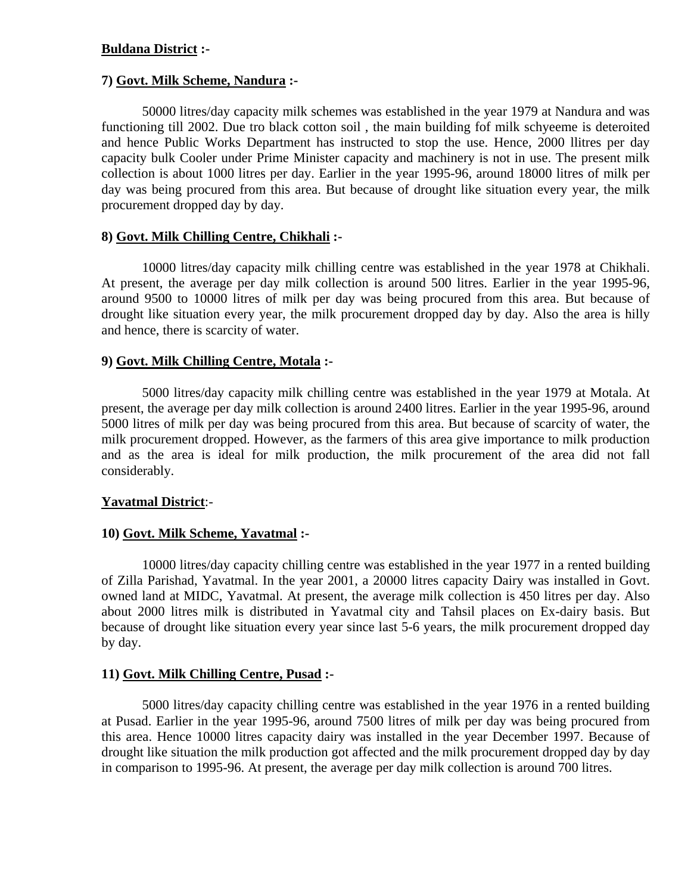**<u>Buldana District</u> :-**

**7) <u>Govt. Milk Scheme, Nandura</u> :-**

50000 litres/day capacity milk schemes was established in the year 1979 at Nandura and was functioning till 2002. Due tro black cotton soil , the main building fof milk schyeeme is deteroited and hence Public Works Department has instructed to stop the use. Hence, 2000 llitres per day capacity bulk Cooler under Prime Minister capacity and machinery is not in use. The present milk collection is about 1000 litres per day. Earlier in the year 1995-96, around 18000 litres of milk per day was being procured from this area. But because of drought like situation every year, the milk procurement dropped day by day.

**8) <u>Govt. Milk Chilling Centre, Chikhali</u> :-**

10000 litres/day capacity milk chilling centre was established in the year 1978 at Chikhali. At present, the average per day milk collection is around 500 litres. Earlier in the year 1995-96, around 9500 to 10000 litres of milk per day was being procured from this area. But because of drought like situation every year, the milk procurement dropped day by day. Also the area is hilly and hence, there is scarcity of water.

**9) <u>Govt. Milk Chilling Centre, Motala</u> :-**

5000 litres/day capacity milk chilling centre was established in the year 1979 at Motala. At present, the average per day milk collection is around 2400 litres. Earlier in the year 1995-96, around 5000 litres of milk per day was being procured from this area. But because of scarcity of water, the milk procurement dropped. However, as the farmers of this area give importance to milk production and as the area is ideal for milk production, the milk procurement of the area did not fall considerably.

**<u>Yavatmal District</u>**:-

**10) <u>Govt. Milk Scheme, Yavatmal</u> :-**

10000 litres/day capacity chilling centre was established in the year 1977 in a rented building of Zilla Parishad, Yavatmal. In the year 2001, a 20000 litres capacity Dairy was installed in Govt. owned land at MIDC, Yavatmal. At present, the average milk collection is 450 litres per day. Also about 2000 litres milk is distributed in Yavatmal city and Tahsil places on Ex-dairy basis. But because of drought like situation every year since last 5-6 years, the milk procurement dropped day by day.

**11) <u>Govt. Milk Chilling Centre, Pusad</u> :-**

5000 litres/day capacity chilling centre was established in the year 1976 in a rented building at Pusad. Earlier in the year 1995-96, around 7500 litres of milk per day was being procured from this area. Hence 10000 litres capacity dairy was installed in the year December 1997. Because of drought like situation the milk production got affected and the milk procurement dropped day by day in comparison to 1995-96. At present, the average per day milk collection is around 700 litres.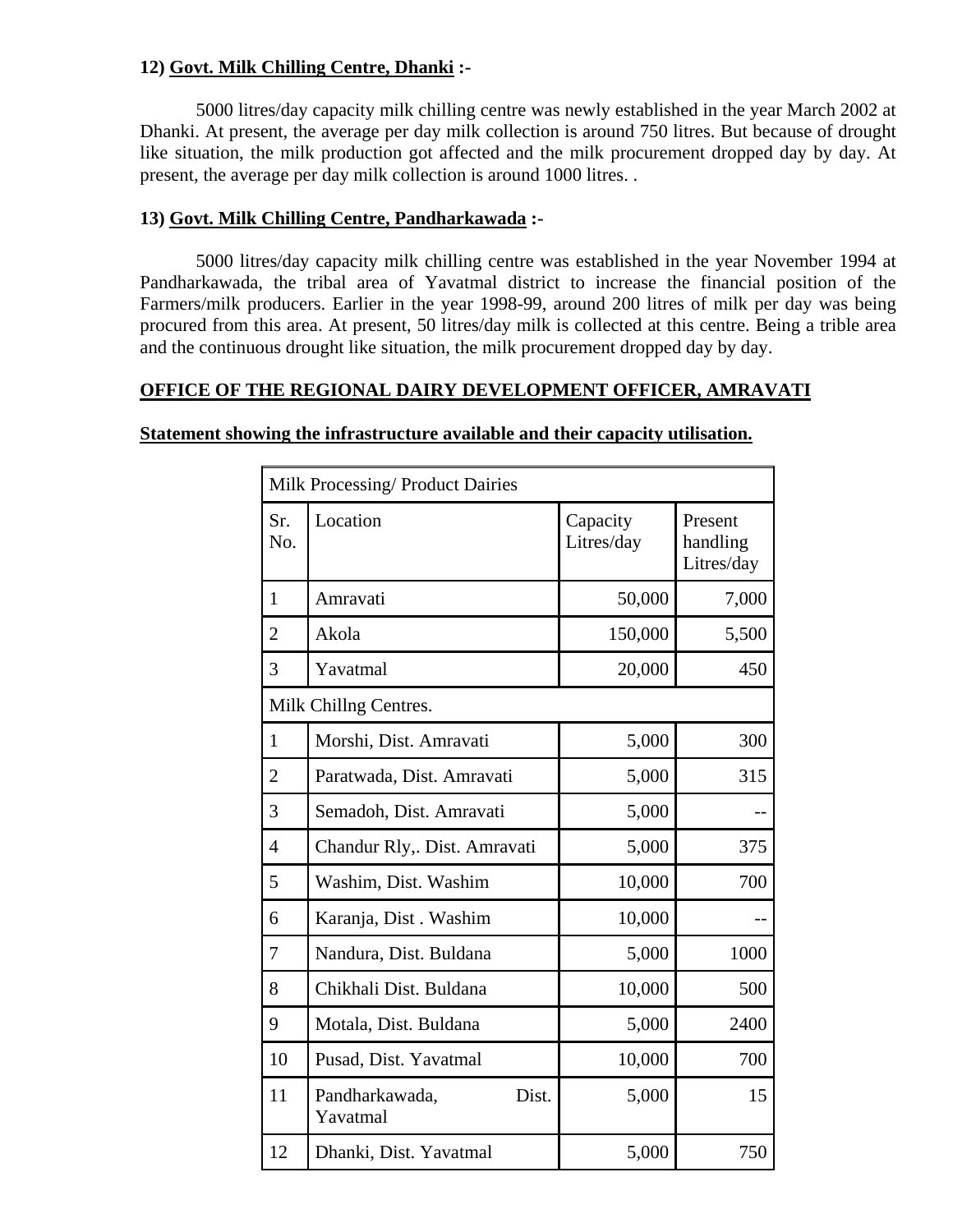**12) <u>Govt. Milk Chilling Centre, Dhanki</u> :-**

5000 litres/day capacity milk chilling centre was newly established in the year March 2002 at Dhanki. At present, the average per day milk collection is around 750 litres. But because of drought like situation, the milk production got affected and the milk procurement dropped day by day. At present, the average per day milk collection is around 1000 litres. .

**13) <u>Govt. Milk Chilling Centre, Pandharkawada</u> :-**

5000 litres/day capacity milk chilling centre was established in the year November 1994 at Pandharkawada, the tribal area of Yavatmal district to increase the financial position of the Farmers/milk producers. Earlier in the year 1998-99, around 200 litres of milk per day was being procured from this area. At present, 50 litres/day milk is collected at this centre. Being a trible area and the continuous drought like situation, the milk procurement dropped day by day.

**<u>OFFICE OF THE REGIONAL DAIRY DEVELOPMENT OFFICER, AMRAVATI</u>**

**<u>Statement showing the infrastructure available and their capacity utilisation.</u>**

| Milk Processing/ Product Dairies | | | |
|---|---|---|---|
| Sr. No. | Location | Capacity Litres/day | Present handling Litres/day |
| 1 | Amravati | 50,000 | 7,000 |
| 2 | Akola | 150,000 | 5,500 |
| 3 | Yavatmal | 20,000 | 450 |
| Milk Chillng Centres. | | | |
| 1 | Morshi, Dist. Amravati | 5,000 | 300 |
| 2 | Paratwada, Dist. Amravati | 5,000 | 315 |
| 3 | Semadoh, Dist. Amravati | 5,000 | -- |
| 4 | Chandur Rly,. Dist. Amravati | 5,000 | 375 |
| 5 | Washim, Dist. Washim | 10,000 | 700 |
| 6 | Karanja, Dist . Washim | 10,000 | -- |
| 7 | Nandura, Dist. Buldana | 5,000 | 1000 |
| 8 | Chikhali Dist. Buldana | 10,000 | 500 |
| 9 | Motala, Dist. Buldana | 5,000 | 2400 |
| 10 | Pusad, Dist. Yavatmal | 10,000 | 700 |
| 11 | Pandharkawada, Dist. Yavatmal | 5,000 | 15 |
| 12 | Dhanki, Dist. Yavatmal | 5,000 | 750 |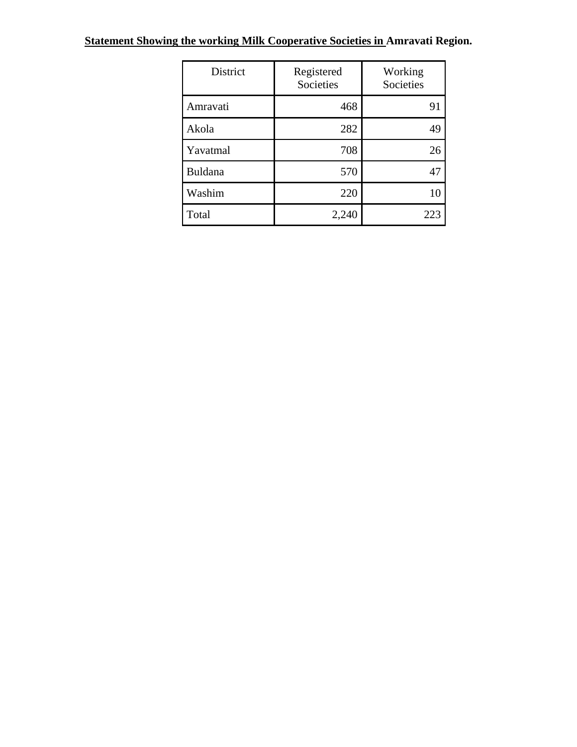**Statement Showing the working Milk Cooperative Societies in Amravati Region.**

| District | Registered Societies | Working Societies |
|---|---|---|
| Amravati | 468 | 91 |
| Akola | 282 | 49 |
| Yavatmal | 708 | 26 |
| Buldana | 570 | 47 |
| Washim | 220 | 10 |
| Total | 2,240 | 223 |